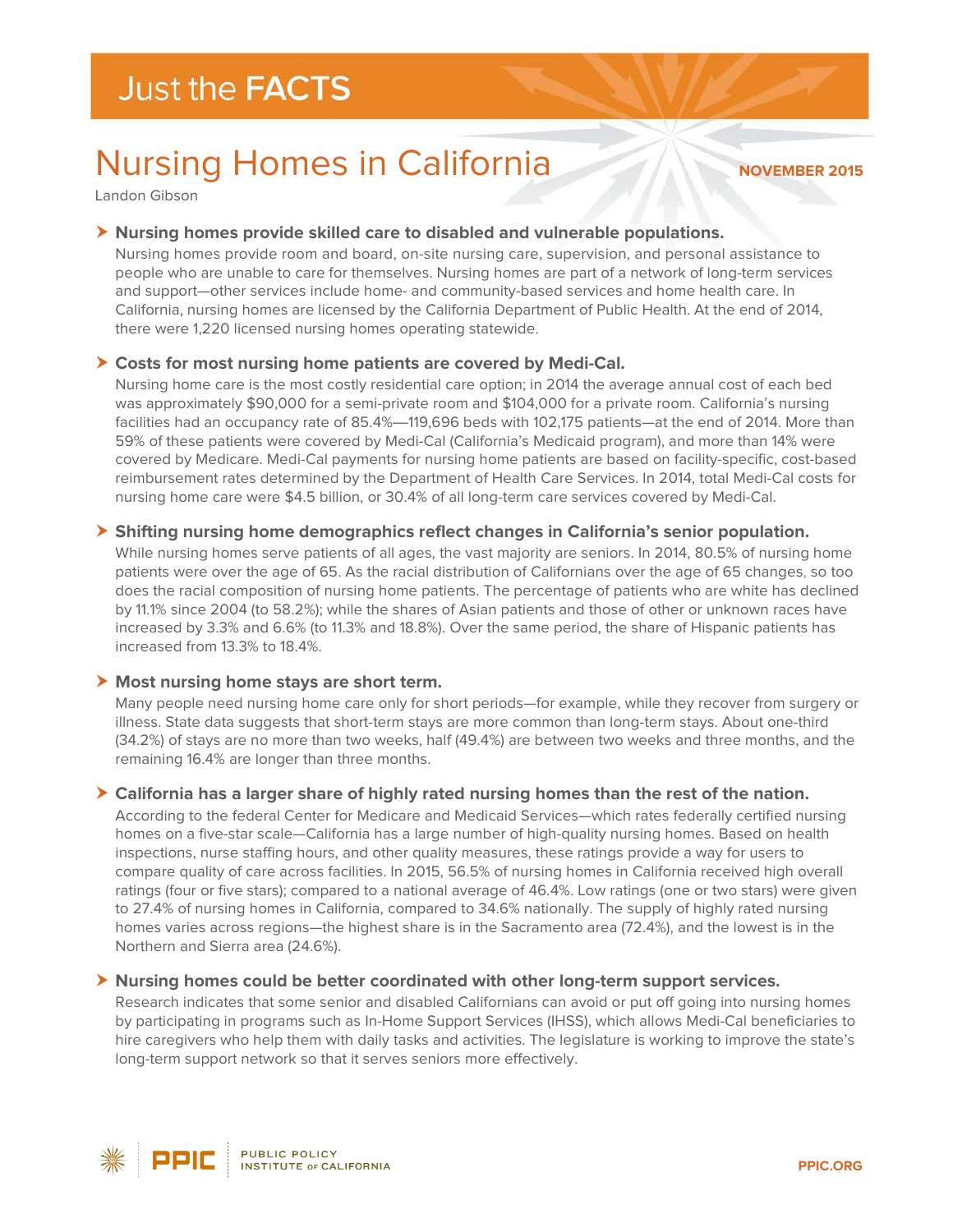# Just the FACTS

## Nursing Homes in California

**NOVEMBER 2015**

Landon Gibson

### Nursing homes provide skilled care to disabled and vulnerable populations.

Nursing homes provide room and board, on-site nursing care, supervision, and personal assistance to people who are unable to care for themselves. Nursing homes are part of a network of long-term services and support—other services include home- and community-based services and home health care. In California, nursing homes are licensed by the California Department of Public Health. At the end of 2014, there were 1,220 licensed nursing homes operating statewide.

### Costs for most nursing home patients are covered by Medi-Cal.

Nursing home care is the most costly residential care option; in 2014 the average annual cost of each bed was approximately $90,000 for a semi-private room and $104,000 for a private room. California's nursing facilities had an occupancy rate of 85.4%—119,696 beds with 102,175 patients—at the end of 2014. More than 59% of these patients were covered by Medi-Cal (California's Medicaid program), and more than 14% were covered by Medicare. Medi-Cal payments for nursing home patients are based on facility-specific, cost-based reimbursement rates determined by the Department of Health Care Services. In 2014, total Medi-Cal costs for nursing home care were $4.5 billion, or 30.4% of all long-term care services covered by Medi-Cal.

### Shifting nursing home demographics reflect changes in California's senior population.

While nursing homes serve patients of all ages, the vast majority are seniors. In 2014, 80.5% of nursing home patients were over the age of 65. As the racial distribution of Californians over the age of 65 changes, so too does the racial composition of nursing home patients. The percentage of patients who are white has declined by 11.1% since 2004 (to 58.2%); while the shares of Asian patients and those of other or unknown races have increased by 3.3% and 6.6% (to 11.3% and 18.8%). Over the same period, the share of Hispanic patients has increased from 13.3% to 18.4%.

### Most nursing home stays are short term.

Many people need nursing home care only for short periods—for example, while they recover from surgery or illness. State data suggests that short-term stays are more common than long-term stays. About one-third (34.2%) of stays are no more than two weeks, half (49.4%) are between two weeks and three months, and the remaining 16.4% are longer than three months.

### California has a larger share of highly rated nursing homes than the rest of the nation.

According to the federal Center for Medicare and Medicaid Services—which rates federally certified nursing homes on a five-star scale—California has a large number of high-quality nursing homes. Based on health inspections, nurse staffing hours, and other quality measures, these ratings provide a way for users to compare quality of care across facilities. In 2015, 56.5% of nursing homes in California received high overall ratings (four or five stars); compared to a national average of 46.4%. Low ratings (one or two stars) were given to 27.4% of nursing homes in California, compared to 34.6% nationally. The supply of highly rated nursing homes varies across regions—the highest share is in the Sacramento area (72.4%), and the lowest is in the Northern and Sierra area (24.6%).

### Nursing homes could be better coordinated with other long-term support services.

Research indicates that some senior and disabled Californians can avoid or put off going into nursing homes by participating in programs such as In-Home Support Services (IHSS), which allows Medi-Cal beneficiaries to hire caregivers who help them with daily tasks and activities. The legislature is working to improve the state's long-term support network so that it serves seniors more effectively.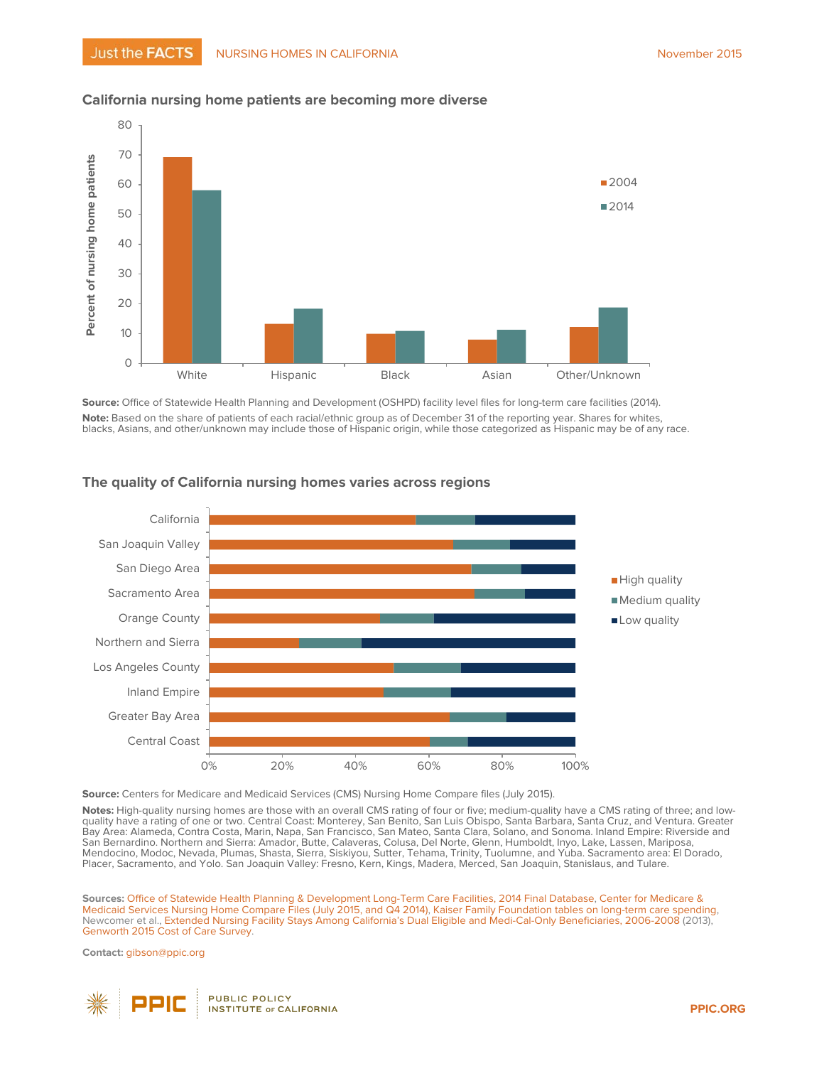## California nursing home patients are becoming more diverse

Percent of nursing home patients

80
70
60
50
40
30
20
10
0

White
Hispanic
Black
Asian
Other/Unknown

2004
2014

**Source:** Office of Statewide Health Planning and Development (OSHPD) facility level files for long-term care facilities (2014).

**Note:** Based on the share of patients of each racial/ethnic group as of December 31 of the reporting year. Shares for whites, blacks, Asians, and other/unknown may include those of Hispanic origin, while those categorized as Hispanic may be of any race.

## The quality of California nursing homes varies across regions

California
San Joaquin Valley
San Diego Area
Sacramento Area
Orange County
Northern and Sierra
Los Angeles County
Inland Empire
Greater Bay Area
Central Coast

0%
20%
40%
60%
80%
100%

High quality
Medium quality
Low quality

**Source:** Centers for Medicare and Medicaid Services (CMS) Nursing Home Compare files (July 2015).

**Notes:** High-quality nursing homes are those with an overall CMS rating of four or five; medium-quality have a CMS rating of three; and low-quality have a rating of one or two. Central Coast: Monterey, San Benito, San Luis Obispo, Santa Barbara, Santa Cruz, and Ventura. Greater Bay Area: Alameda, Contra Costa, Marin, Napa, San Francisco, San Mateo, Santa Clara, Solano, and Sonoma. Inland Empire: Riverside and San Bernardino. Northern and Sierra: Amador, Butte, Calaveras, Colusa, Del Norte, Glenn, Humboldt, Inyo, Lake, Lassen, Mariposa, Mendocino, Modoc, Nevada, Plumas, Shasta, Sierra, Siskiyou, Sutter, Tehama, Trinity, Tuolumne, and Yuba. Sacramento area: El Dorado, Placer, Sacramento, and Yolo. San Joaquin Valley: Fresno, Kern, Kings, Madera, Merced, San Joaquin, Stanislaus, and Tulare.

**Sources:** Office of Statewide Health Planning & Development Long-Term Care Facilities, 2014 Final Database, Center for Medicare & Medicaid Services Nursing Home Compare Files (July 2015, and Q4 2014), Kaiser Family Foundation tables on long-term care spending, Newcomer et al., Extended Nursing Facility Stays Among California's Dual Eligible and Medi-Cal-Only Beneficiaries, 2006-2008 (2013), Genworth 2015 Cost of Care Survey.

**Contact:** gibson@ppic.org